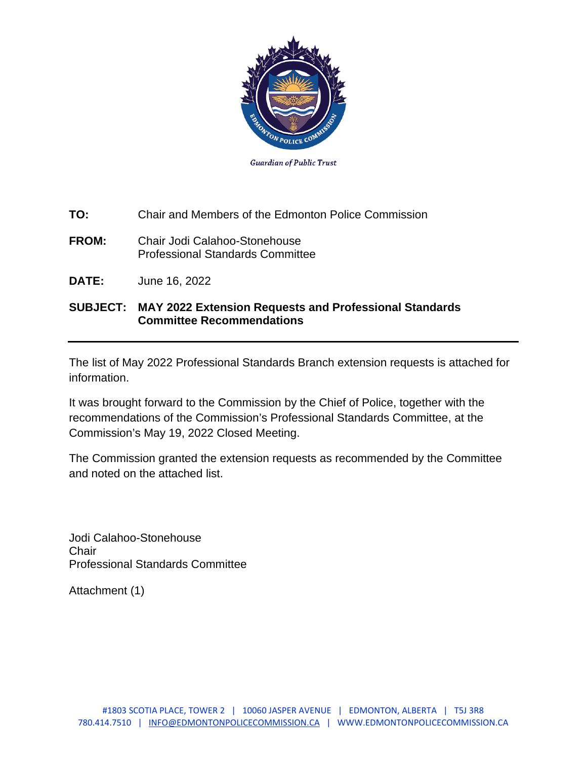Guardian of Public Trust

**TO:** Chair and Members of the Edmonton Police Commission

**FROM:** Chair Jodi Calahoo-Stonehouse
Professional Standards Committee

**DATE:** June 16, 2022

**SUBJECT: MAY 2022 Extension Requests and Professional Standards Committee Recommendations**

---

The list of May 2022 Professional Standards Branch extension requests is attached for information.

It was brought forward to the Commission by the Chief of Police, together with the recommendations of the Commission's Professional Standards Committee, at the Commission's May 19, 2022 Closed Meeting.

The Commission granted the extension requests as recommended by the Committee and noted on the attached list.

Jodi Calahoo-Stonehouse
Chair
Professional Standards Committee

Attachment (1)

#1803 SCOTIA PLACE, TOWER 2 | 10060 JASPER AVENUE | EDMONTON, ALBERTA | T5J 3R8
780.414.7510 | INFO@EDMONTONPOLICECOMMISSION.CA | WWW.EDMONTONPOLICECOMMISSION.CA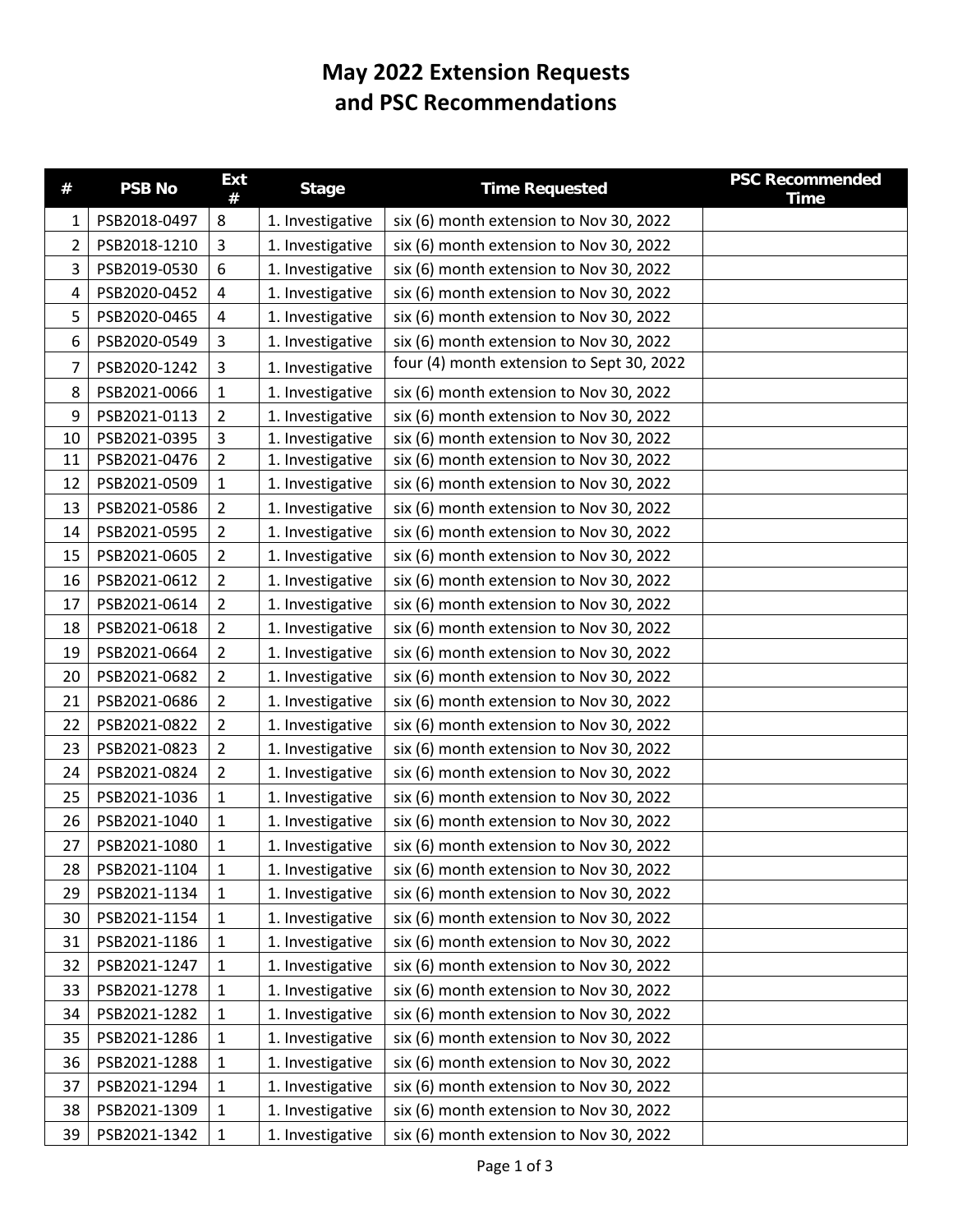# May 2022 Extension Requests and PSC Recommendations

| # | PSB No | Ext # | Stage | Time Requested | PSC Recommended Time |
|---|---|---|---|---|---|
| 1 | PSB2018-0497 | 8 | 1. Investigative | six (6) month extension to Nov 30, 2022 | |
| 2 | PSB2018-1210 | 3 | 1. Investigative | six (6) month extension to Nov 30, 2022 | |
| 3 | PSB2019-0530 | 6 | 1. Investigative | six (6) month extension to Nov 30, 2022 | |
| 4 | PSB2020-0452 | 4 | 1. Investigative | six (6) month extension to Nov 30, 2022 | |
| 5 | PSB2020-0465 | 4 | 1. Investigative | six (6) month extension to Nov 30, 2022 | |
| 6 | PSB2020-0549 | 3 | 1. Investigative | six (6) month extension to Nov 30, 2022 | |
| 7 | PSB2020-1242 | 3 | 1. Investigative | four (4) month extension to Sept 30, 2022 | |
| 8 | PSB2021-0066 | 1 | 1. Investigative | six (6) month extension to Nov 30, 2022 | |
| 9 | PSB2021-0113 | 2 | 1. Investigative | six (6) month extension to Nov 30, 2022 | |
| 10 | PSB2021-0395 | 3 | 1. Investigative | six (6) month extension to Nov 30, 2022 | |
| 11 | PSB2021-0476 | 2 | 1. Investigative | six (6) month extension to Nov 30, 2022 | |
| 12 | PSB2021-0509 | 1 | 1. Investigative | six (6) month extension to Nov 30, 2022 | |
| 13 | PSB2021-0586 | 2 | 1. Investigative | six (6) month extension to Nov 30, 2022 | |
| 14 | PSB2021-0595 | 2 | 1. Investigative | six (6) month extension to Nov 30, 2022 | |
| 15 | PSB2021-0605 | 2 | 1. Investigative | six (6) month extension to Nov 30, 2022 | |
| 16 | PSB2021-0612 | 2 | 1. Investigative | six (6) month extension to Nov 30, 2022 | |
| 17 | PSB2021-0614 | 2 | 1. Investigative | six (6) month extension to Nov 30, 2022 | |
| 18 | PSB2021-0618 | 2 | 1. Investigative | six (6) month extension to Nov 30, 2022 | |
| 19 | PSB2021-0664 | 2 | 1. Investigative | six (6) month extension to Nov 30, 2022 | |
| 20 | PSB2021-0682 | 2 | 1. Investigative | six (6) month extension to Nov 30, 2022 | |
| 21 | PSB2021-0686 | 2 | 1. Investigative | six (6) month extension to Nov 30, 2022 | |
| 22 | PSB2021-0822 | 2 | 1. Investigative | six (6) month extension to Nov 30, 2022 | |
| 23 | PSB2021-0823 | 2 | 1. Investigative | six (6) month extension to Nov 30, 2022 | |
| 24 | PSB2021-0824 | 2 | 1. Investigative | six (6) month extension to Nov 30, 2022 | |
| 25 | PSB2021-1036 | 1 | 1. Investigative | six (6) month extension to Nov 30, 2022 | |
| 26 | PSB2021-1040 | 1 | 1. Investigative | six (6) month extension to Nov 30, 2022 | |
| 27 | PSB2021-1080 | 1 | 1. Investigative | six (6) month extension to Nov 30, 2022 | |
| 28 | PSB2021-1104 | 1 | 1. Investigative | six (6) month extension to Nov 30, 2022 | |
| 29 | PSB2021-1134 | 1 | 1. Investigative | six (6) month extension to Nov 30, 2022 | |
| 30 | PSB2021-1154 | 1 | 1. Investigative | six (6) month extension to Nov 30, 2022 | |
| 31 | PSB2021-1186 | 1 | 1. Investigative | six (6) month extension to Nov 30, 2022 | |
| 32 | PSB2021-1247 | 1 | 1. Investigative | six (6) month extension to Nov 30, 2022 | |
| 33 | PSB2021-1278 | 1 | 1. Investigative | six (6) month extension to Nov 30, 2022 | |
| 34 | PSB2021-1282 | 1 | 1. Investigative | six (6) month extension to Nov 30, 2022 | |
| 35 | PSB2021-1286 | 1 | 1. Investigative | six (6) month extension to Nov 30, 2022 | |
| 36 | PSB2021-1288 | 1 | 1. Investigative | six (6) month extension to Nov 30, 2022 | |
| 37 | PSB2021-1294 | 1 | 1. Investigative | six (6) month extension to Nov 30, 2022 | |
| 38 | PSB2021-1309 | 1 | 1. Investigative | six (6) month extension to Nov 30, 2022 | |
| 39 | PSB2021-1342 | 1 | 1. Investigative | six (6) month extension to Nov 30, 2022 | |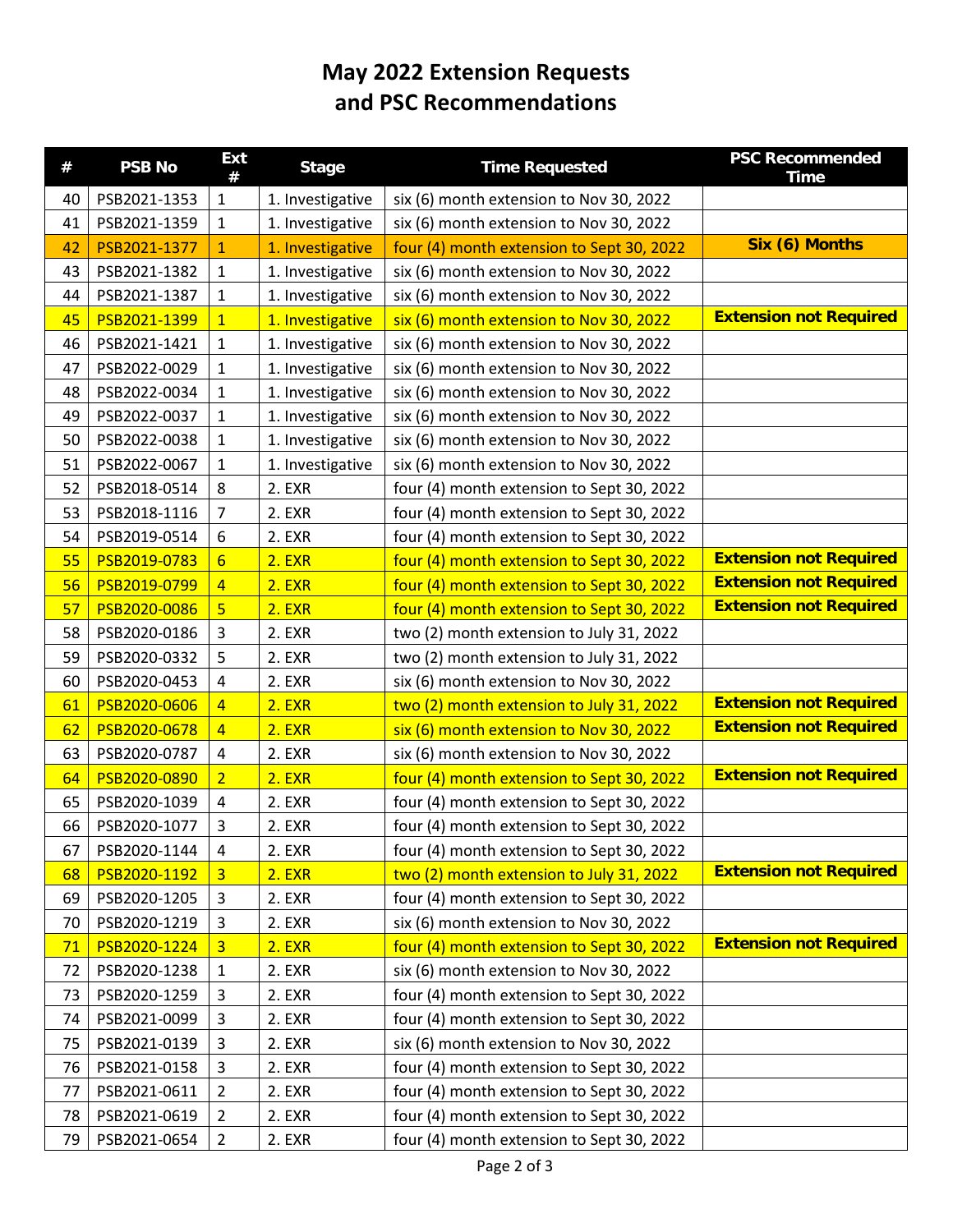# May 2022 Extension Requests and PSC Recommendations

| # | PSB No | Ext # | Stage | Time Requested | PSC Recommended Time |
|---|---|---|---|---|---|
| 40 | PSB2021-1353 | 1 | 1. Investigative | six (6) month extension to Nov 30, 2022 | |
| 41 | PSB2021-1359 | 1 | 1. Investigative | six (6) month extension to Nov 30, 2022 | |
| 42 | PSB2021-1377 | 1 | 1. Investigative | four (4) month extension to Sept 30, 2022 | **Six (6) Months** |
| 43 | PSB2021-1382 | 1 | 1. Investigative | six (6) month extension to Nov 30, 2022 | |
| 44 | PSB2021-1387 | 1 | 1. Investigative | six (6) month extension to Nov 30, 2022 | |
| 45 | PSB2021-1399 | 1 | 1. Investigative | six (6) month extension to Nov 30, 2022 | **Extension not Required** |
| 46 | PSB2021-1421 | 1 | 1. Investigative | six (6) month extension to Nov 30, 2022 | |
| 47 | PSB2022-0029 | 1 | 1. Investigative | six (6) month extension to Nov 30, 2022 | |
| 48 | PSB2022-0034 | 1 | 1. Investigative | six (6) month extension to Nov 30, 2022 | |
| 49 | PSB2022-0037 | 1 | 1. Investigative | six (6) month extension to Nov 30, 2022 | |
| 50 | PSB2022-0038 | 1 | 1. Investigative | six (6) month extension to Nov 30, 2022 | |
| 51 | PSB2022-0067 | 1 | 1. Investigative | six (6) month extension to Nov 30, 2022 | |
| 52 | PSB2018-0514 | 8 | 2. EXR | four (4) month extension to Sept 30, 2022 | |
| 53 | PSB2018-1116 | 7 | 2. EXR | four (4) month extension to Sept 30, 2022 | |
| 54 | PSB2019-0514 | 6 | 2. EXR | four (4) month extension to Sept 30, 2022 | |
| 55 | PSB2019-0783 | 6 | 2. EXR | four (4) month extension to Sept 30, 2022 | **Extension not Required** |
| 56 | PSB2019-0799 | 4 | 2. EXR | four (4) month extension to Sept 30, 2022 | **Extension not Required** |
| 57 | PSB2020-0086 | 5 | 2. EXR | four (4) month extension to Sept 30, 2022 | **Extension not Required** |
| 58 | PSB2020-0186 | 3 | 2. EXR | two (2) month extension to July 31, 2022 | |
| 59 | PSB2020-0332 | 5 | 2. EXR | two (2) month extension to July 31, 2022 | |
| 60 | PSB2020-0453 | 4 | 2. EXR | six (6) month extension to Nov 30, 2022 | |
| 61 | PSB2020-0606 | 4 | 2. EXR | two (2) month extension to July 31, 2022 | **Extension not Required** |
| 62 | PSB2020-0678 | 4 | 2. EXR | six (6) month extension to Nov 30, 2022 | **Extension not Required** |
| 63 | PSB2020-0787 | 4 | 2. EXR | six (6) month extension to Nov 30, 2022 | |
| 64 | PSB2020-0890 | 2 | 2. EXR | four (4) month extension to Sept 30, 2022 | **Extension not Required** |
| 65 | PSB2020-1039 | 4 | 2. EXR | four (4) month extension to Sept 30, 2022 | |
| 66 | PSB2020-1077 | 3 | 2. EXR | four (4) month extension to Sept 30, 2022 | |
| 67 | PSB2020-1144 | 4 | 2. EXR | four (4) month extension to Sept 30, 2022 | |
| 68 | PSB2020-1192 | 3 | 2. EXR | two (2) month extension to July 31, 2022 | **Extension not Required** |
| 69 | PSB2020-1205 | 3 | 2. EXR | four (4) month extension to Sept 30, 2022 | |
| 70 | PSB2020-1219 | 3 | 2. EXR | six (6) month extension to Nov 30, 2022 | |
| 71 | PSB2020-1224 | 3 | 2. EXR | four (4) month extension to Sept 30, 2022 | **Extension not Required** |
| 72 | PSB2020-1238 | 1 | 2. EXR | six (6) month extension to Nov 30, 2022 | |
| 73 | PSB2020-1259 | 3 | 2. EXR | four (4) month extension to Sept 30, 2022 | |
| 74 | PSB2021-0099 | 3 | 2. EXR | four (4) month extension to Sept 30, 2022 | |
| 75 | PSB2021-0139 | 3 | 2. EXR | six (6) month extension to Nov 30, 2022 | |
| 76 | PSB2021-0158 | 3 | 2. EXR | four (4) month extension to Sept 30, 2022 | |
| 77 | PSB2021-0611 | 2 | 2. EXR | four (4) month extension to Sept 30, 2022 | |
| 78 | PSB2021-0619 | 2 | 2. EXR | four (4) month extension to Sept 30, 2022 | |
| 79 | PSB2021-0654 | 2 | 2. EXR | four (4) month extension to Sept 30, 2022 | |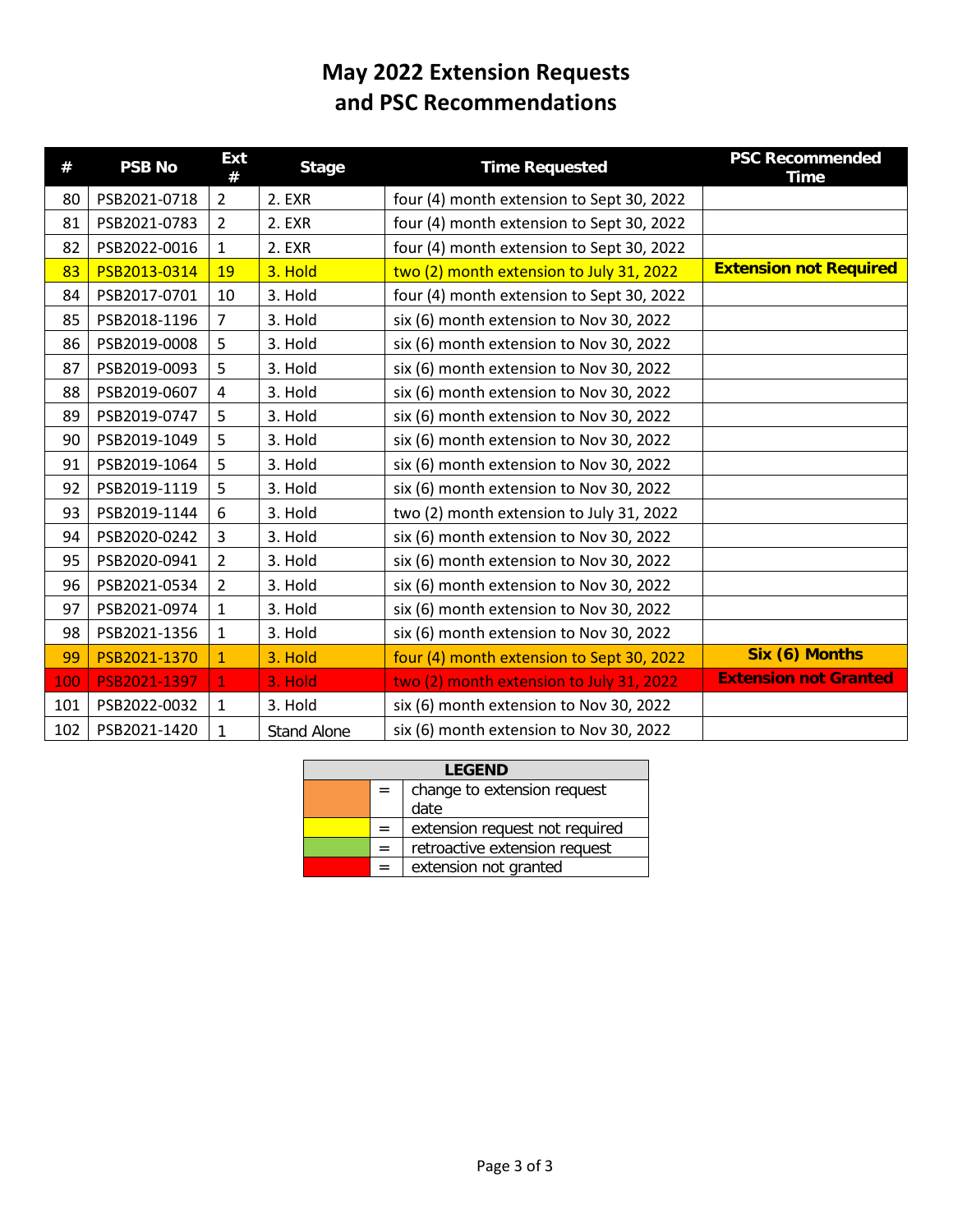# May 2022 Extension Requests and PSC Recommendations

| # | PSB No | Ext # | Stage | Time Requested | PSC Recommended Time |
|---|---|---|---|---|---|
| 80 | PSB2021-0718 | 2 | 2. EXR | four (4) month extension to Sept 30, 2022 | |
| 81 | PSB2021-0783 | 2 | 2. EXR | four (4) month extension to Sept 30, 2022 | |
| 82 | PSB2022-0016 | 1 | 2. EXR | four (4) month extension to Sept 30, 2022 | |
| 83 | PSB2013-0314 | 19 | 3. Hold | two (2) month extension to July 31, 2022 | **Extension not Required** |
| 84 | PSB2017-0701 | 10 | 3. Hold | four (4) month extension to Sept 30, 2022 | |
| 85 | PSB2018-1196 | 7 | 3. Hold | six (6) month extension to Nov 30, 2022 | |
| 86 | PSB2019-0008 | 5 | 3. Hold | six (6) month extension to Nov 30, 2022 | |
| 87 | PSB2019-0093 | 5 | 3. Hold | six (6) month extension to Nov 30, 2022 | |
| 88 | PSB2019-0607 | 4 | 3. Hold | six (6) month extension to Nov 30, 2022 | |
| 89 | PSB2019-0747 | 5 | 3. Hold | six (6) month extension to Nov 30, 2022 | |
| 90 | PSB2019-1049 | 5 | 3. Hold | six (6) month extension to Nov 30, 2022 | |
| 91 | PSB2019-1064 | 5 | 3. Hold | six (6) month extension to Nov 30, 2022 | |
| 92 | PSB2019-1119 | 5 | 3. Hold | six (6) month extension to Nov 30, 2022 | |
| 93 | PSB2019-1144 | 6 | 3. Hold | two (2) month extension to July 31, 2022 | |
| 94 | PSB2020-0242 | 3 | 3. Hold | six (6) month extension to Nov 30, 2022 | |
| 95 | PSB2020-0941 | 2 | 3. Hold | six (6) month extension to Nov 30, 2022 | |
| 96 | PSB2021-0534 | 2 | 3. Hold | six (6) month extension to Nov 30, 2022 | |
| 97 | PSB2021-0974 | 1 | 3. Hold | six (6) month extension to Nov 30, 2022 | |
| 98 | PSB2021-1356 | 1 | 3. Hold | six (6) month extension to Nov 30, 2022 | |
| 99 | PSB2021-1370 | 1 | 3. Hold | four (4) month extension to Sept 30, 2022 | **Six (6) Months** |
| 100 | PSB2021-1397 | 1 | 3. Hold | two (2) month extension to July 31, 2022 | **Extension not Granted** |
| 101 | PSB2022-0032 | 1 | 3. Hold | six (6) month extension to Nov 30, 2022 | |
| 102 | PSB2021-1420 | 1 | Stand Alone | six (6) month extension to Nov 30, 2022 | |

| LEGEND | | |
|---|---|---|
| (orange) | = | change to extension request date |
| (yellow) | = | extension request not required |
| (green) | = | retroactive extension request |
| (red) | = | extension not granted |